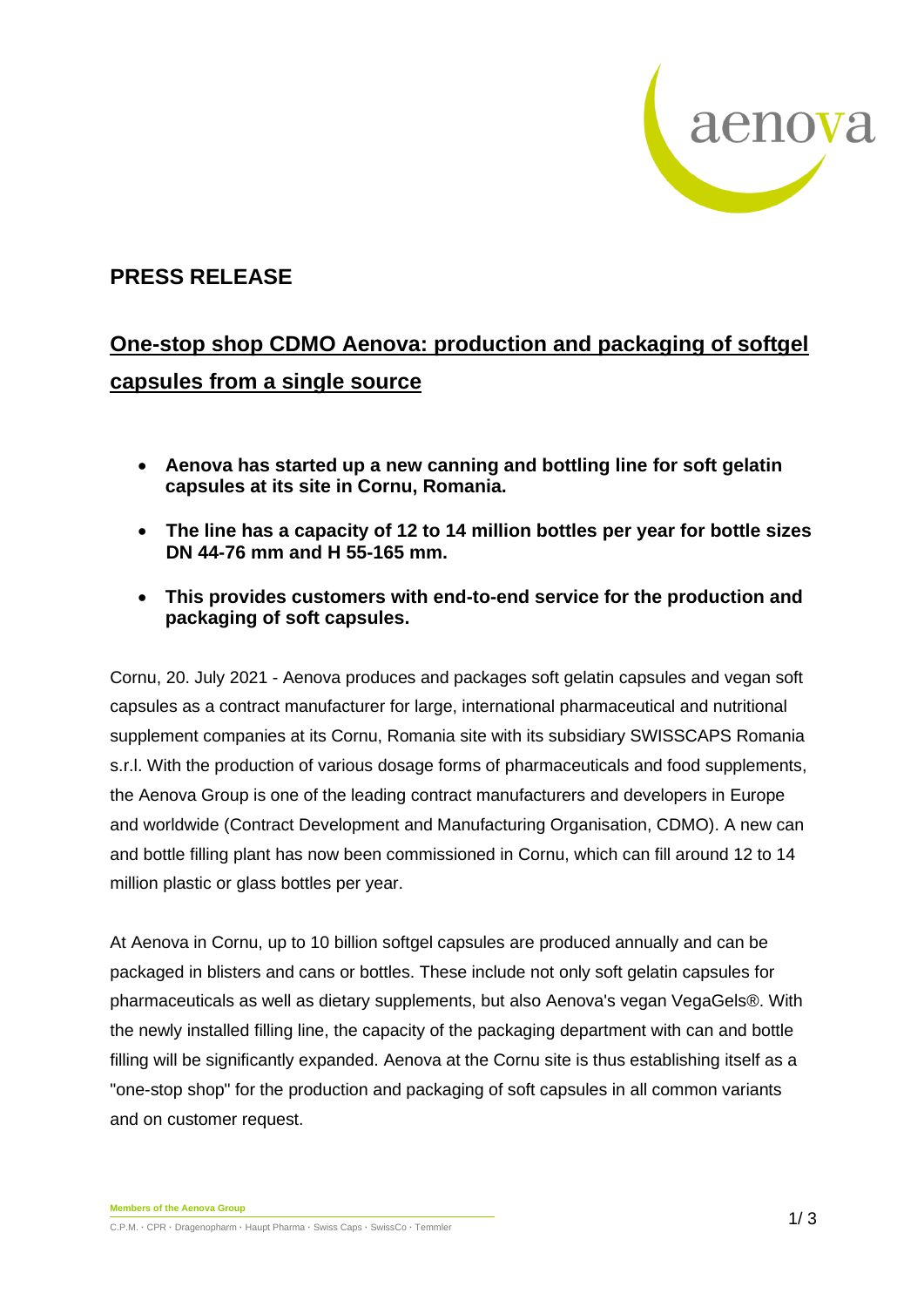## PRESS RELEASE

## One-stop shop CDMO Aenova: production and packaging of softgel capsules from a single source

- **Aenova has started up a new canning and bottling line for soft gelatin capsules at its site in Cornu, Romania.**
- **The line has a capacity of 12 to 14 million bottles per year for bottle sizes DN 44-76 mm and H 55-165 mm.**
- **This provides customers with end-to-end service for the production and packaging of soft capsules.**

Cornu, 20. July 2021 - Aenova produces and packages soft gelatin capsules and vegan soft capsules as a contract manufacturer for large, international pharmaceutical and nutritional supplement companies at its Cornu, Romania site with its subsidiary SWISSCAPS Romania s.r.l. With the production of various dosage forms of pharmaceuticals and food supplements, the Aenova Group is one of the leading contract manufacturers and developers in Europe and worldwide (Contract Development and Manufacturing Organisation, CDMO). A new can and bottle filling plant has now been commissioned in Cornu, which can fill around 12 to 14 million plastic or glass bottles per year.

At Aenova in Cornu, up to 10 billion softgel capsules are produced annually and can be packaged in blisters and cans or bottles. These include not only soft gelatin capsules for pharmaceuticals as well as dietary supplements, but also Aenova's vegan VegaGels®. With the newly installed filling line, the capacity of the packaging department with can and bottle filling will be significantly expanded. Aenova at the Cornu site is thus establishing itself as a "one-stop shop" for the production and packaging of soft capsules in all common variants and on customer request.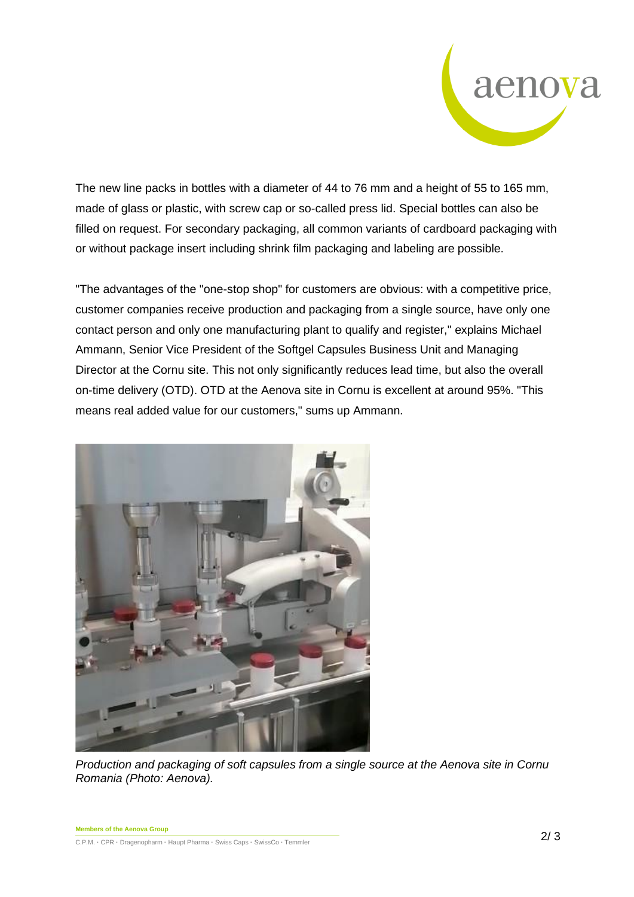The new line packs in bottles with a diameter of 44 to 76 mm and a height of 55 to 165 mm, made of glass or plastic, with screw cap or so-called press lid. Special bottles can also be filled on request. For secondary packaging, all common variants of cardboard packaging with or without package insert including shrink film packaging and labeling are possible.

"The advantages of the "one-stop shop" for customers are obvious: with a competitive price, customer companies receive production and packaging from a single source, have only one contact person and only one manufacturing plant to qualify and register," explains Michael Ammann, Senior Vice President of the Softgel Capsules Business Unit and Managing Director at the Cornu site. This not only significantly reduces lead time, but also the overall on-time delivery (OTD). OTD at the Aenova site in Cornu is excellent at around 95%. "This means real added value for our customers," sums up Ammann.

*Production and packaging of soft capsules from a single source at the Aenova site in Cornu Romania (Photo: Aenova).*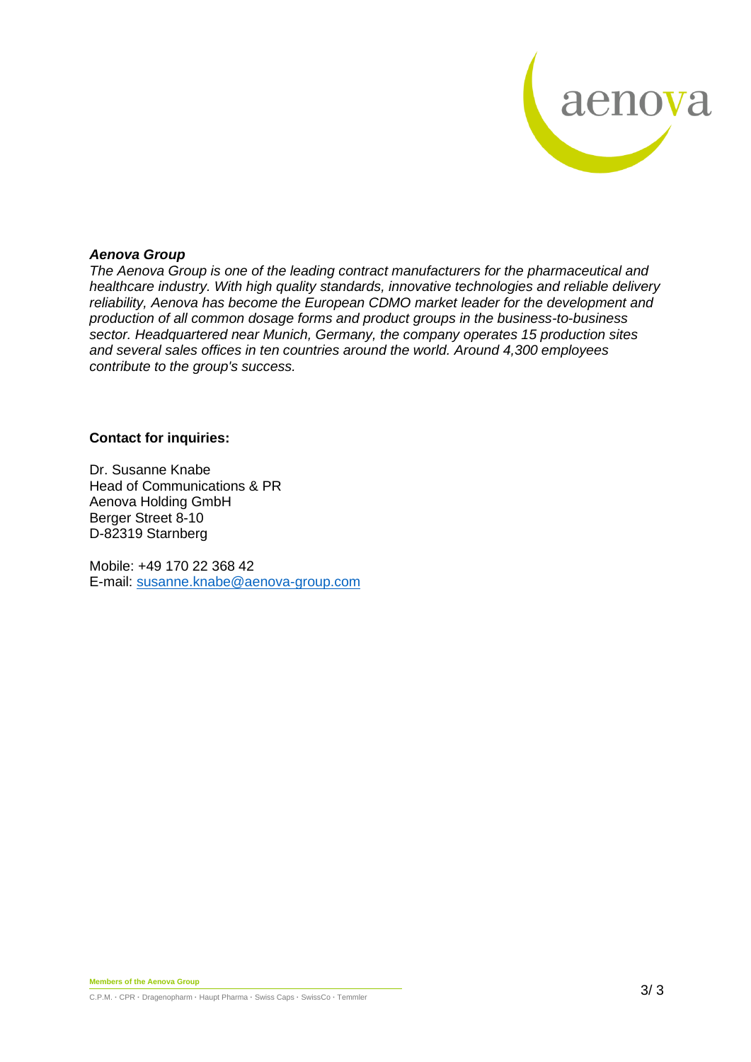***Aenova Group***

*The Aenova Group is one of the leading contract manufacturers for the pharmaceutical and healthcare industry. With high quality standards, innovative technologies and reliable delivery reliability, Aenova has become the European CDMO market leader for the development and production of all common dosage forms and product groups in the business-to-business sector. Headquartered near Munich, Germany, the company operates 15 production sites and several sales offices in ten countries around the world. Around 4,300 employees contribute to the group's success.*

**Contact for inquiries:**

Dr. Susanne Knabe
Head of Communications & PR
Aenova Holding GmbH
Berger Street 8-10
D-82319 Starnberg

Mobile: +49 170 22 368 42
E-mail: susanne.knabe@aenova-group.com

**Members of the Aenova Group**

C.P.M. · CPR · Dragenopharm · Haupt Pharma · Swiss Caps · SwissCo · Temmler